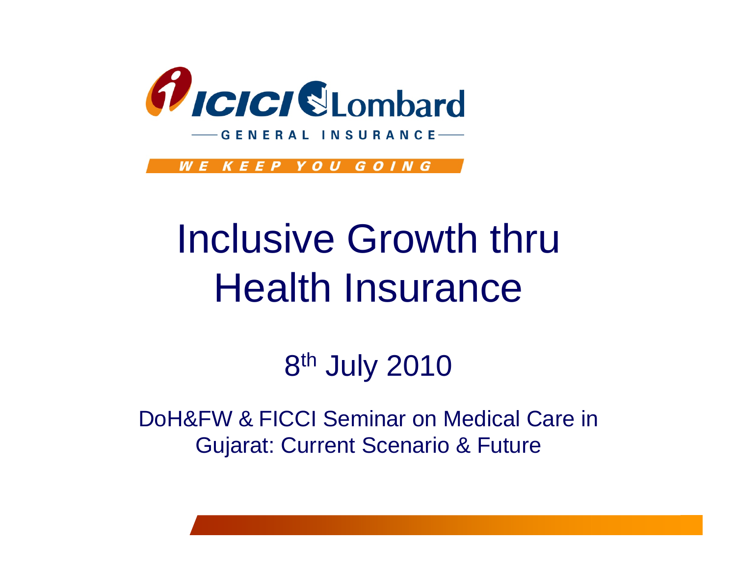ICICI Lombard

GENERAL INSURANCE

WE KEEP YOU GOING

# Inclusive Growth thru Health Insurance

8th July 2010

DoH&FW & FICCI Seminar on Medical Care in Gujarat: Current Scenario & Future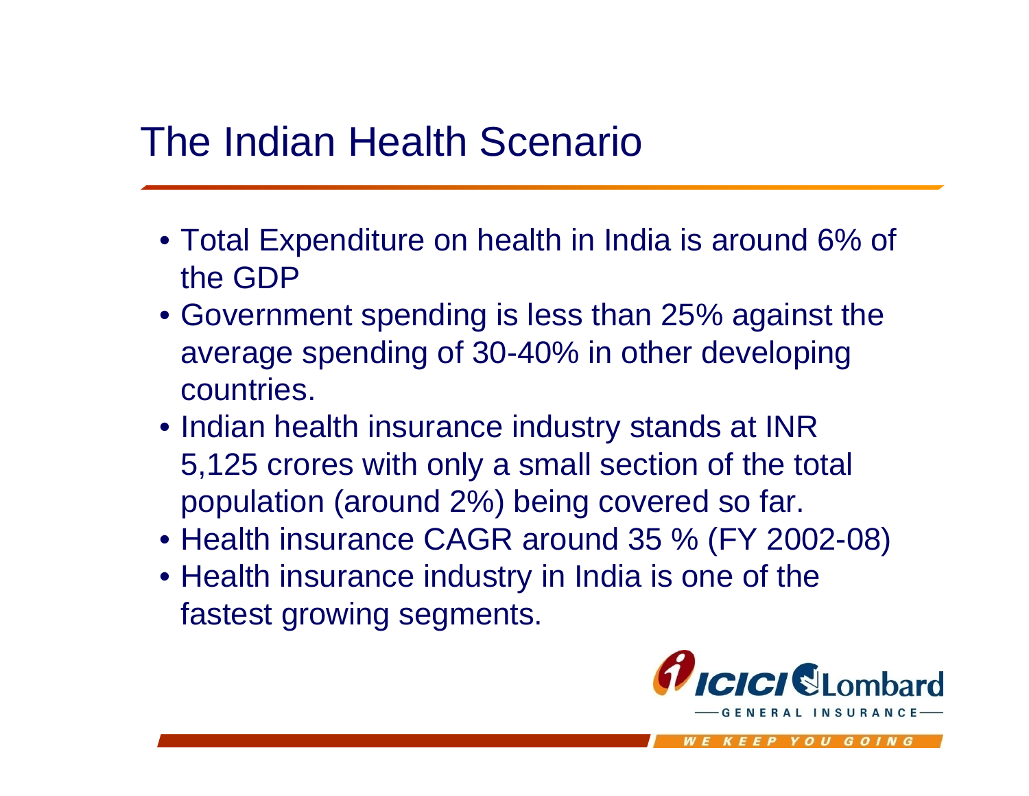# The Indian Health Scenario

- Total Expenditure on health in India is around 6% of the GDP
- Government spending is less than 25% against the average spending of 30-40% in other developing countries.
- Indian health insurance industry stands at INR 5,125 crores with only a small section of the total population (around 2%) being covered so far.
- Health insurance CAGR around 35 % (FY 2002-08)
- Health insurance industry in India is one of the fastest growing segments.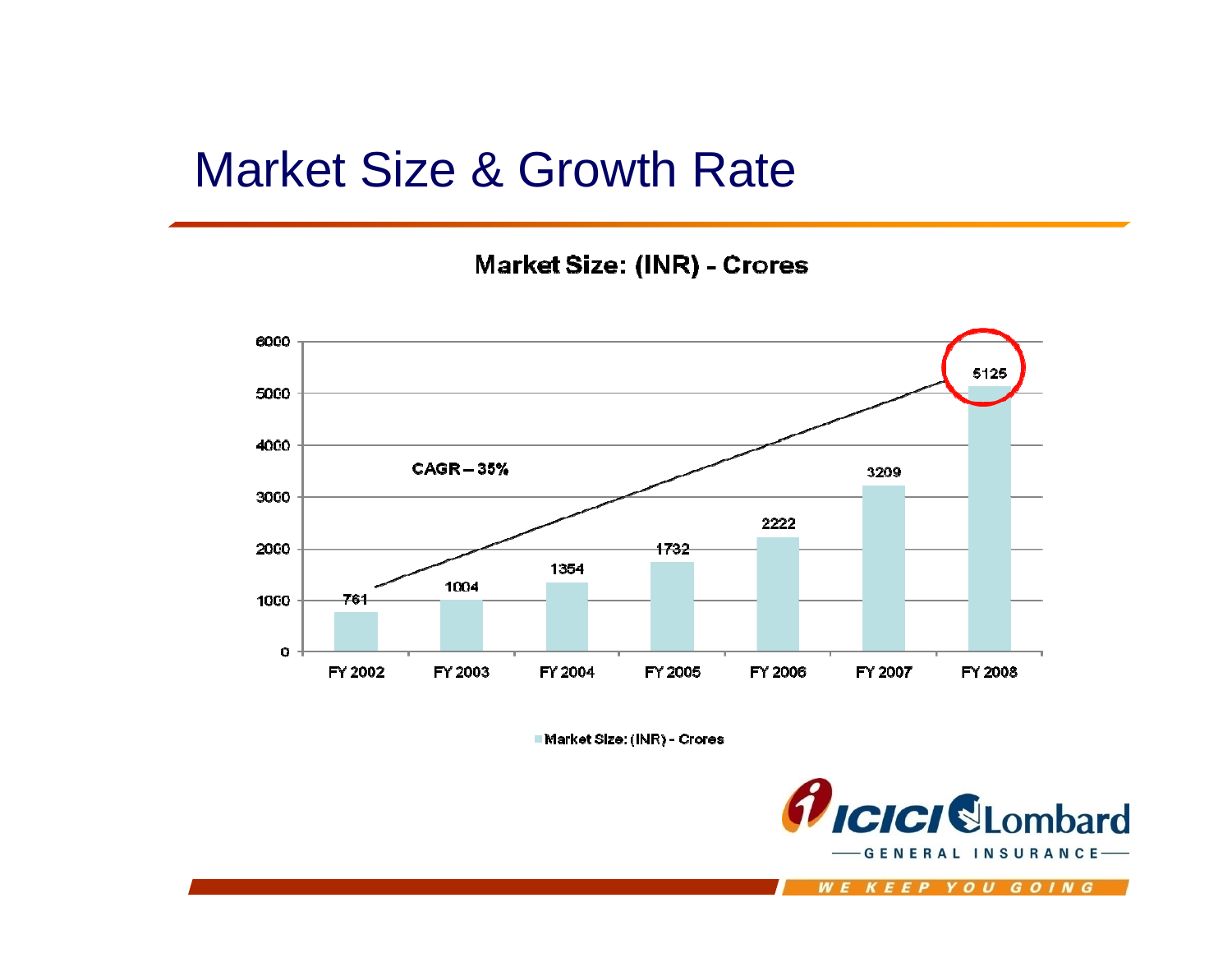# Market Size & Growth Rate

**Market Size: (INR) - Crores**

| Year | Market Size: (INR) - Crores |
|---|---|
| FY 2002 | 761 |
| FY 2003 | 1004 |
| FY 2004 | 1354 |
| FY 2005 | 1732 |
| FY 2006 | 2222 |
| FY 2007 | 3209 |
| FY 2008 | 5125 |

CAGR – 35%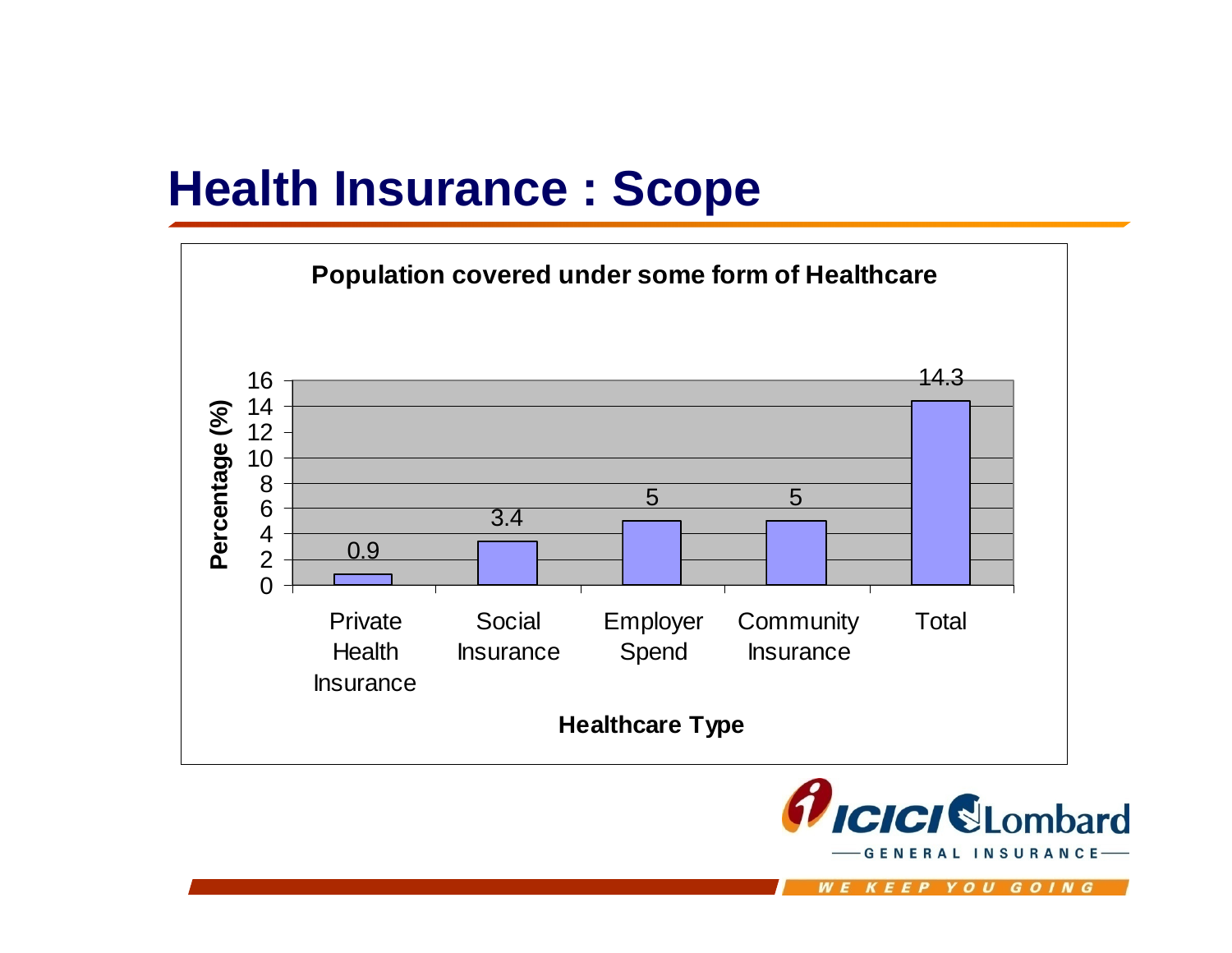# Health Insurance : Scope

**Population covered under some form of Healthcare**

| Healthcare Type | Percentage (%) |
|---|---|
| Private Health Insurance | 0.9 |
| Social Insurance | 3.4 |
| Employer Spend | 5 |
| Community Insurance | 5 |
| Total | 14.3 |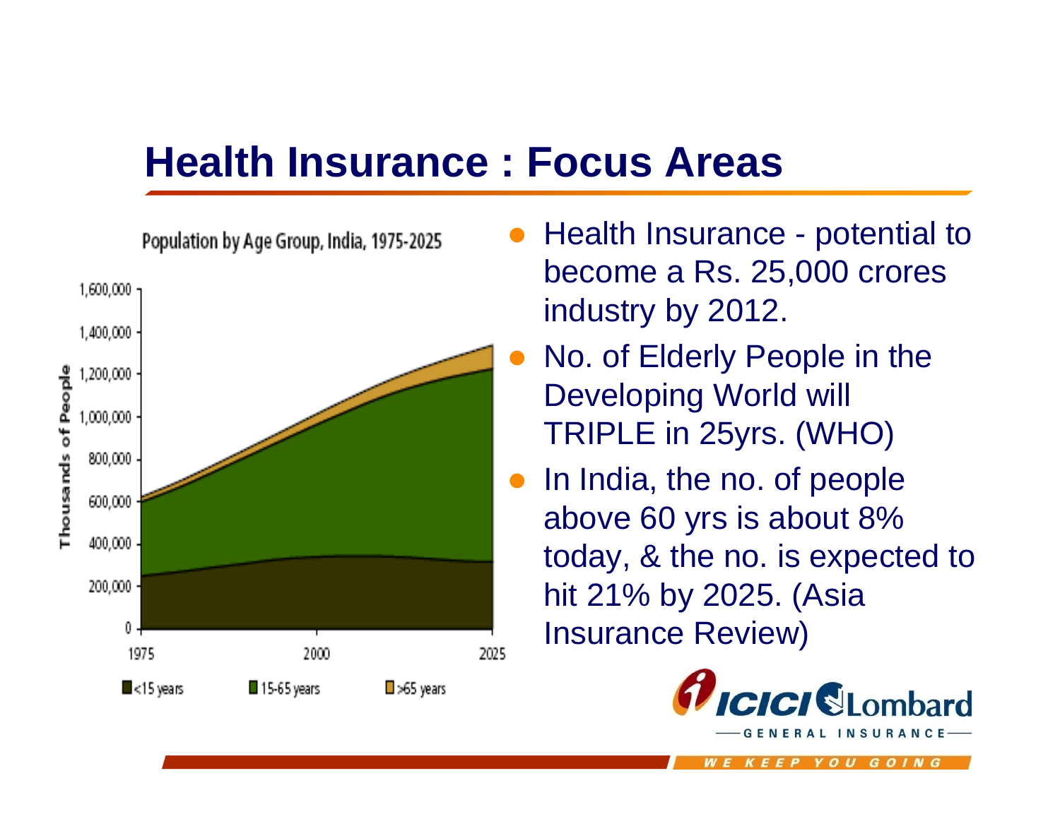# Health Insurance : Focus Areas

Population by Age Group, India, 1975-2025

- Health Insurance - potential to become a Rs. 25,000 crores industry by 2012.
- No. of Elderly People in the Developing World will TRIPLE in 25yrs. (WHO)
- In India, the no. of people above 60 yrs is about 8% today, & the no. is expected to hit 21% by 2025. (Asia Insurance Review)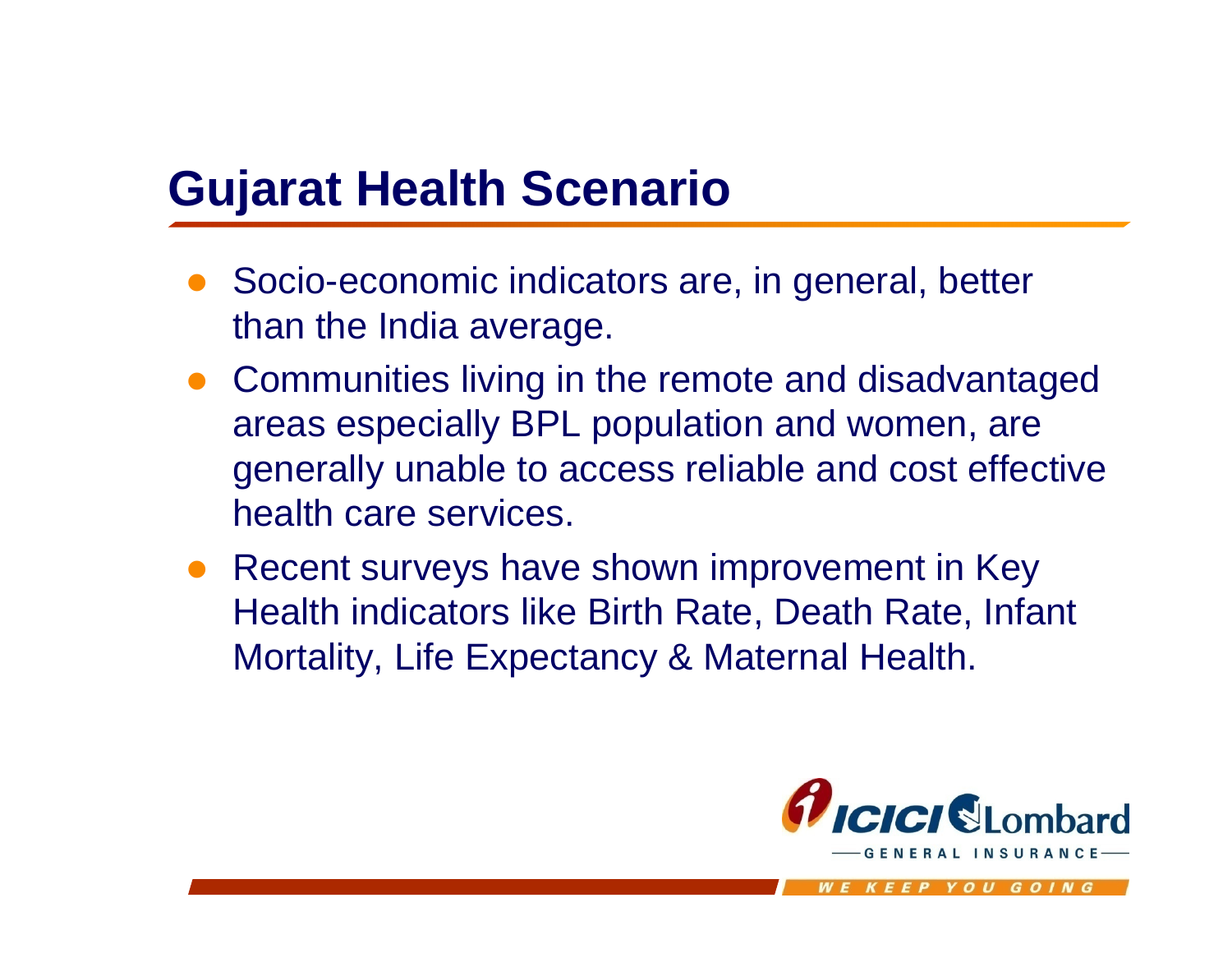# Gujarat Health Scenario

- Socio-economic indicators are, in general, better than the India average.
- Communities living in the remote and disadvantaged areas especially BPL population and women, are generally unable to access reliable and cost effective health care services.
- Recent surveys have shown improvement in Key Health indicators like Birth Rate, Death Rate, Infant Mortality, Life Expectancy & Maternal Health.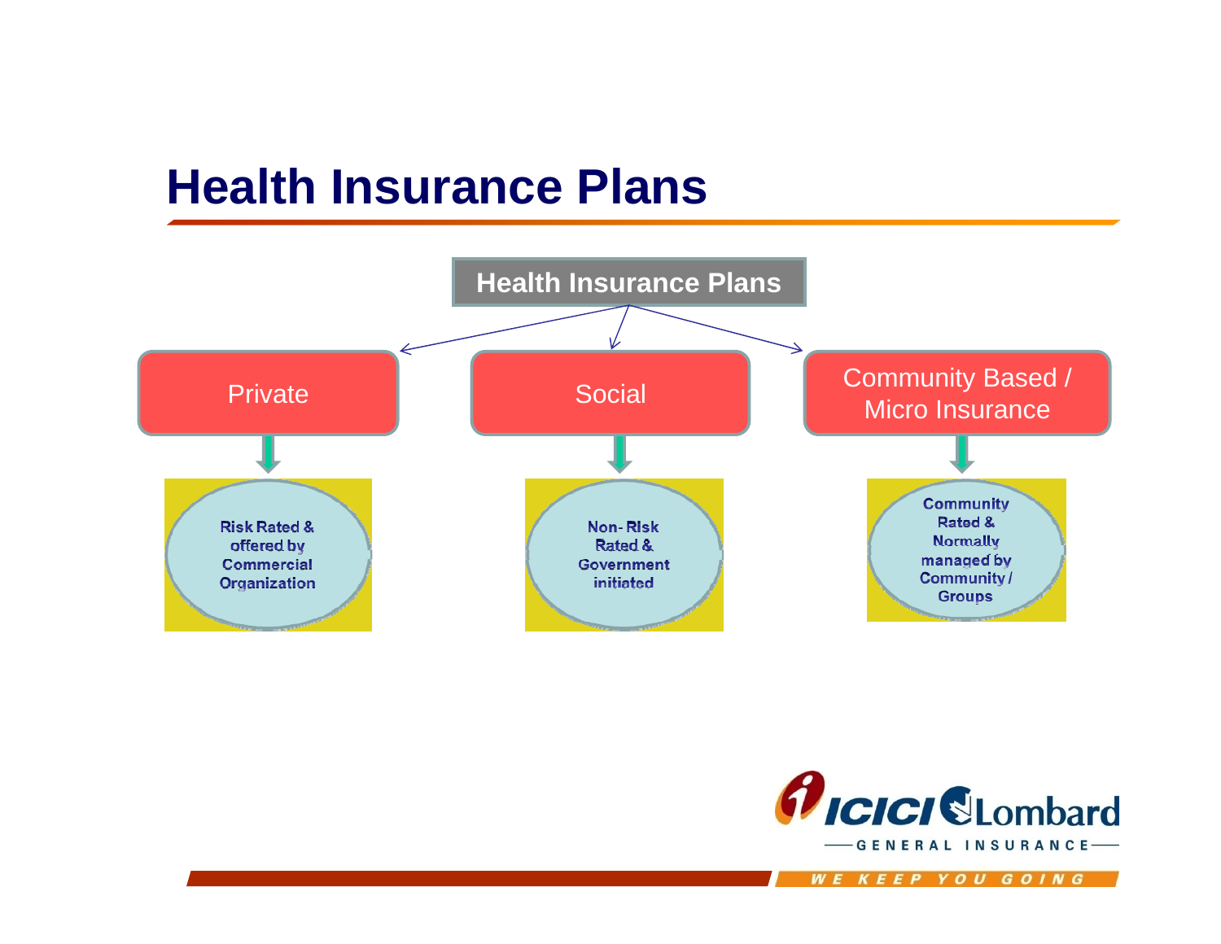# Health Insurance Plans

**Health Insurance Plans**

- **Private**
  - Risk Rated & offered by Commercial Organization
- **Social**
  - Non- Risk Rated & Government initiated
- **Community Based / Micro Insurance**
  - Community Rated & Normally managed by Community / Groups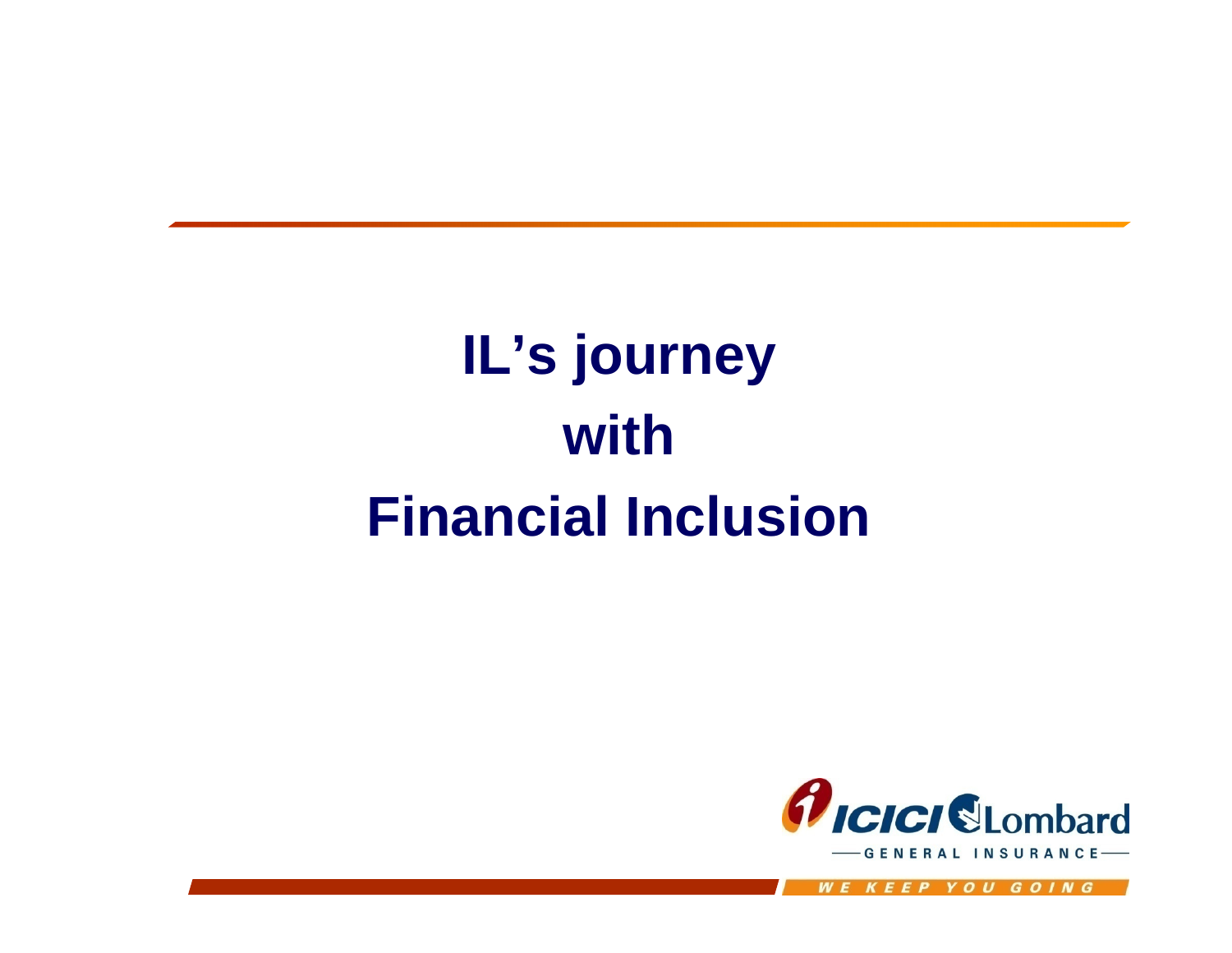# IL's journey with Financial Inclusion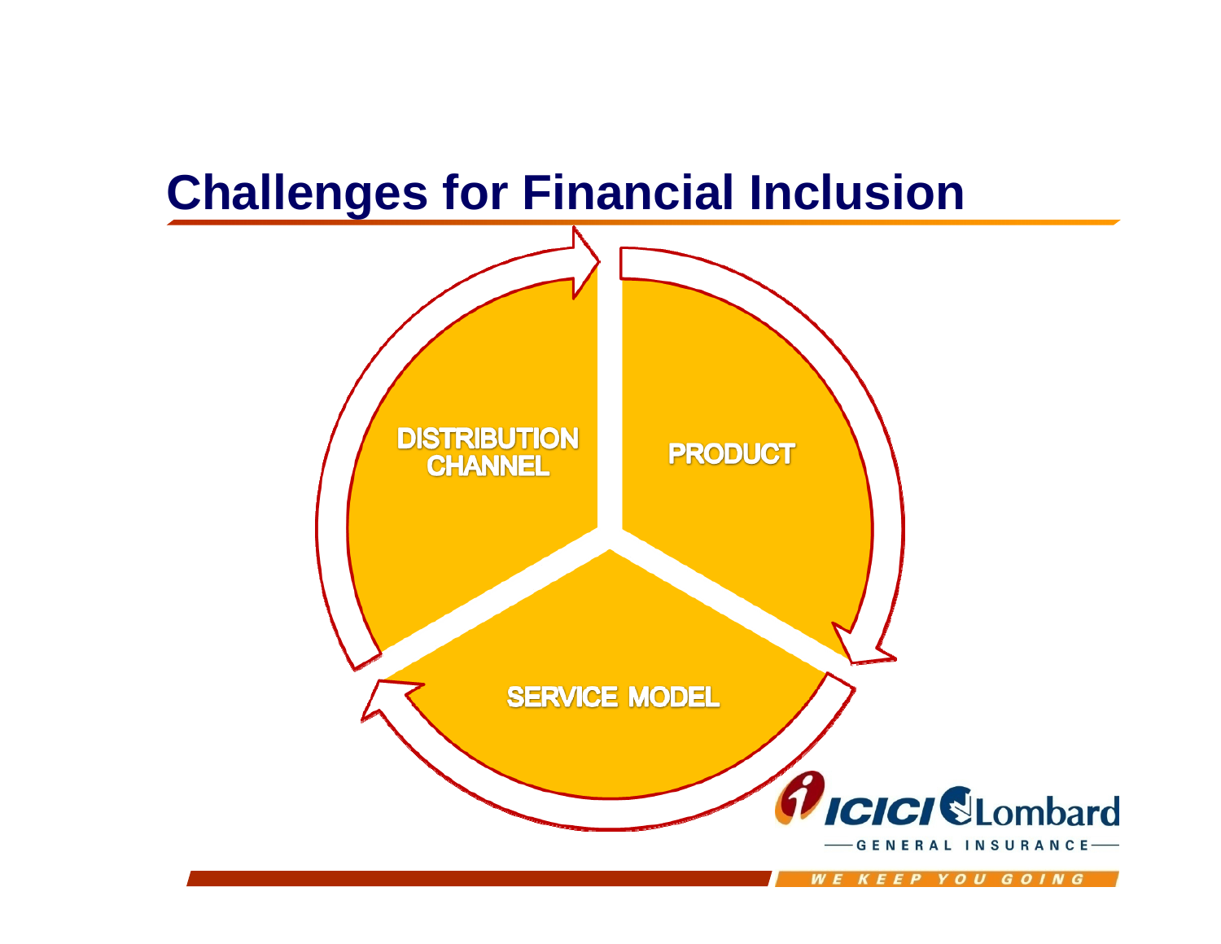# Challenges for Financial Inclusion

DISTRIBUTION CHANNEL

PRODUCT

SERVICE MODEL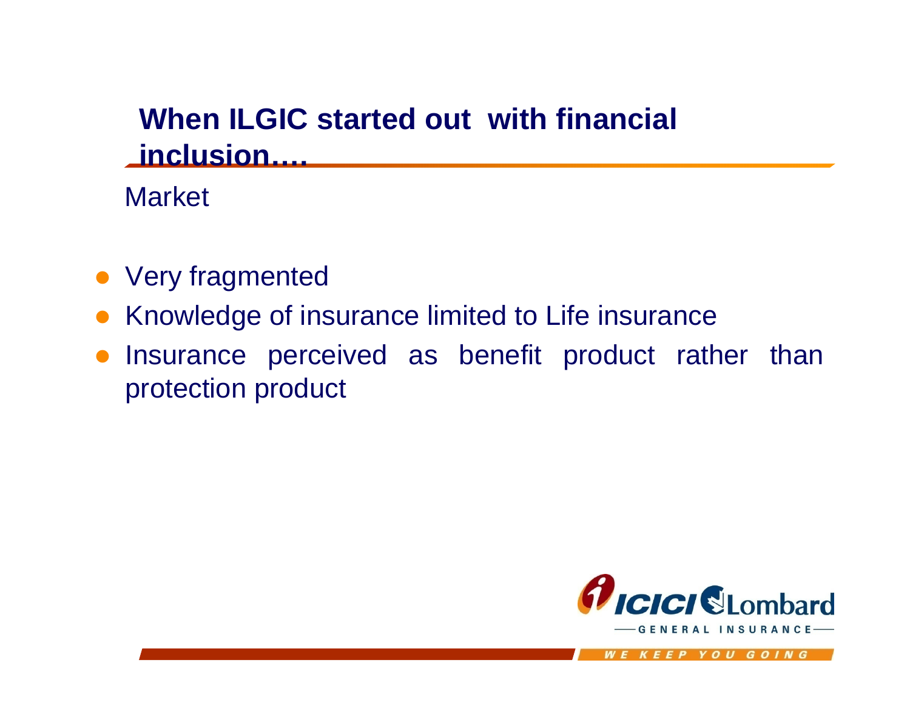## When ILGIC started out with financial inclusion….

Market

- Very fragmented
- Knowledge of insurance limited to Life insurance
- Insurance perceived as benefit product rather than protection product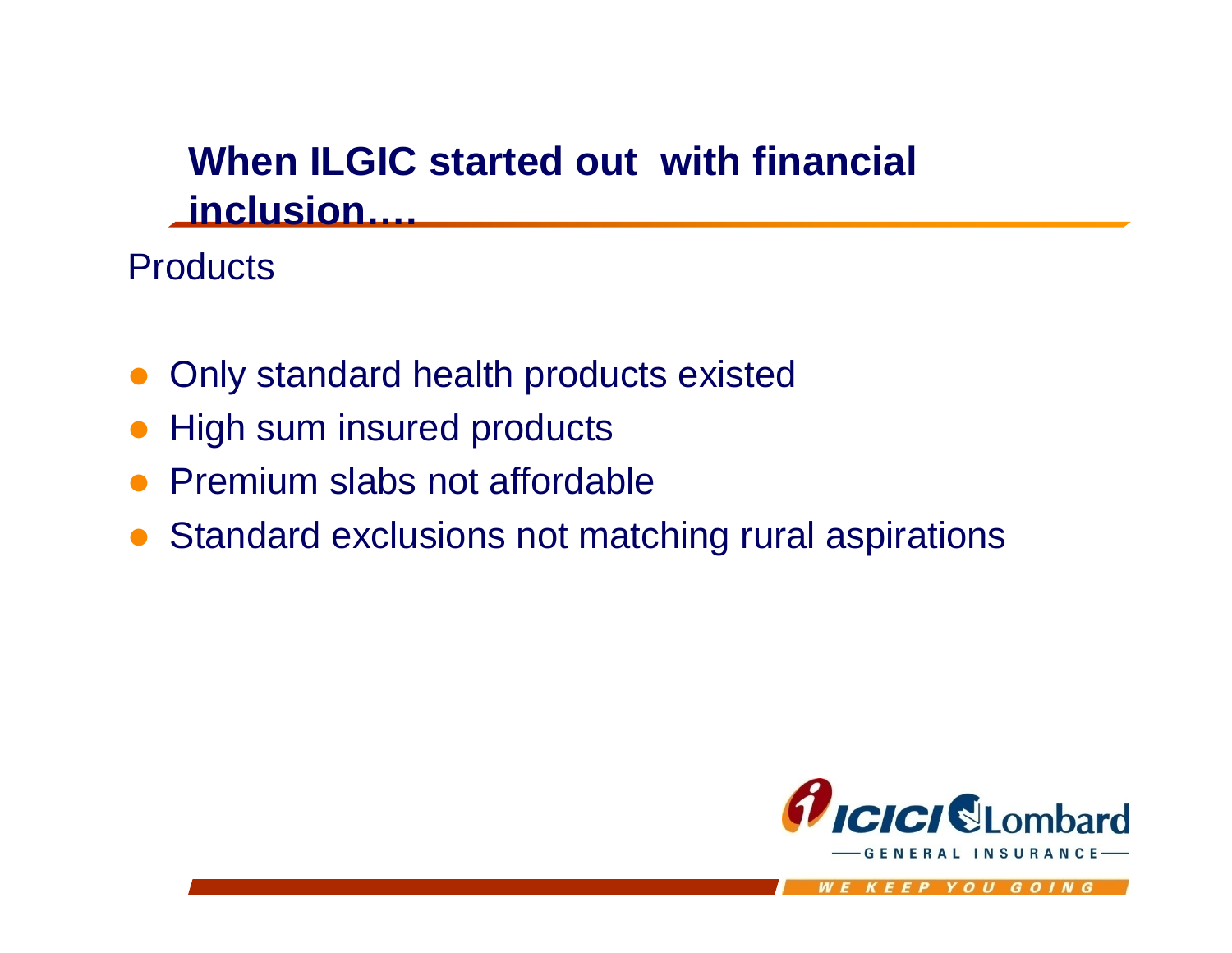## When ILGIC started out with financial inclusion….

Products

- Only standard health products existed
- High sum insured products
- Premium slabs not affordable
- Standard exclusions not matching rural aspirations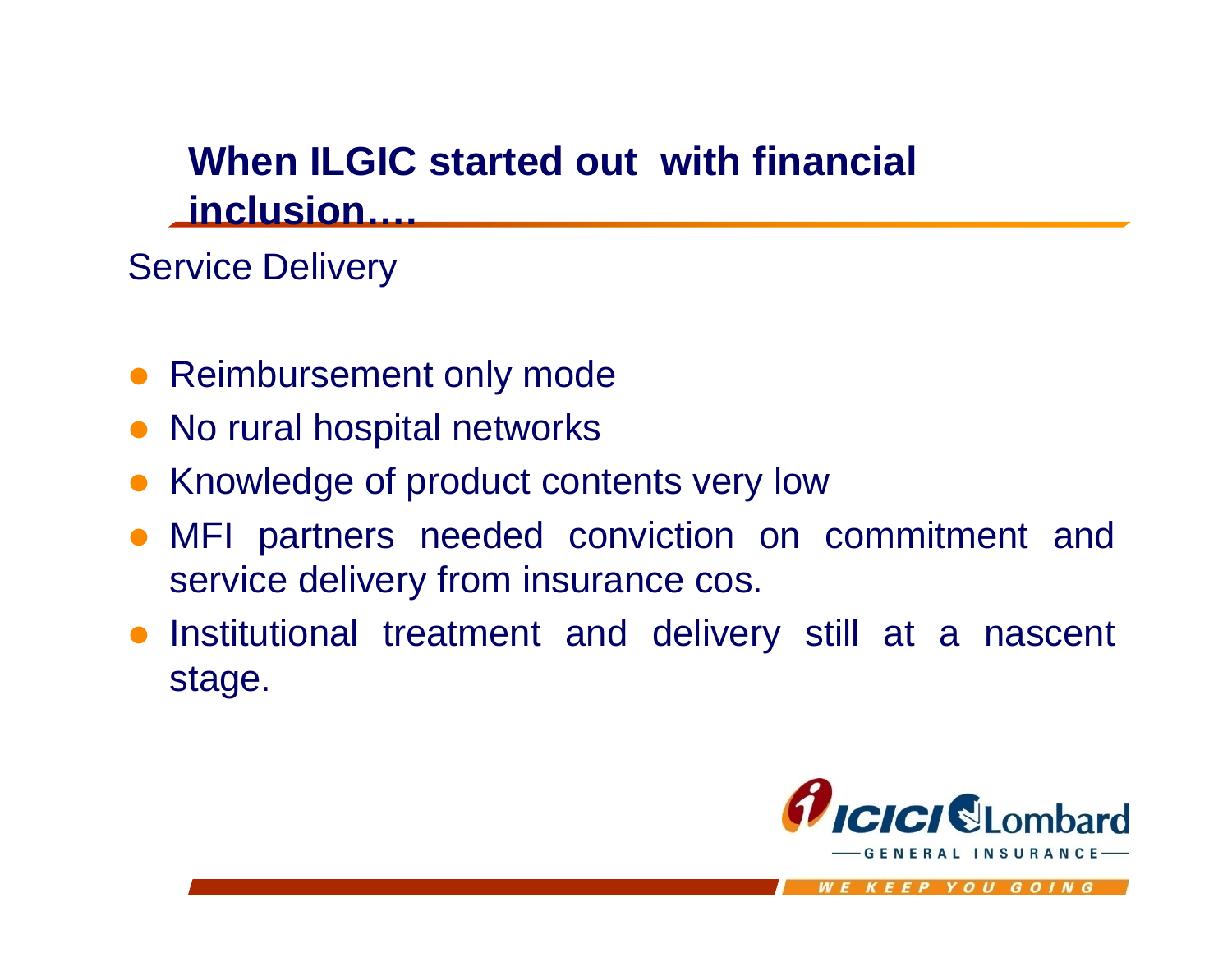## When ILGIC started out with financial inclusion….

Service Delivery

- Reimbursement only mode
- No rural hospital networks
- Knowledge of product contents very low
- MFI partners needed conviction on commitment and service delivery from insurance cos.
- Institutional treatment and delivery still at a nascent stage.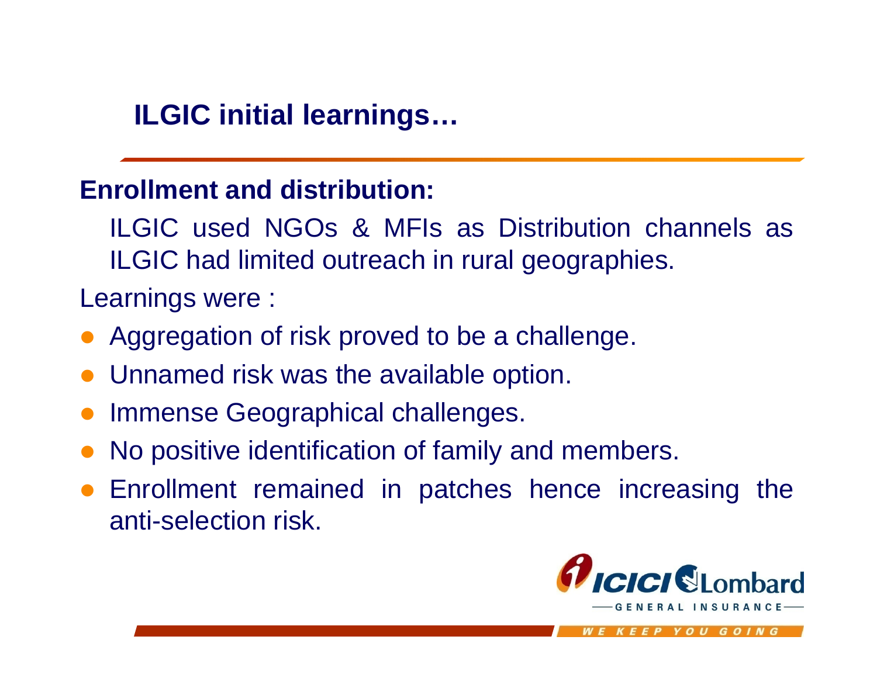# ILGIC initial learnings…

**Enrollment and distribution:**

ILGIC used NGOs & MFIs as Distribution channels as ILGIC had limited outreach in rural geographies.

Learnings were :

- Aggregation of risk proved to be a challenge.
- Unnamed risk was the available option.
- Immense Geographical challenges.
- No positive identification of family and members.
- Enrollment remained in patches hence increasing the anti-selection risk.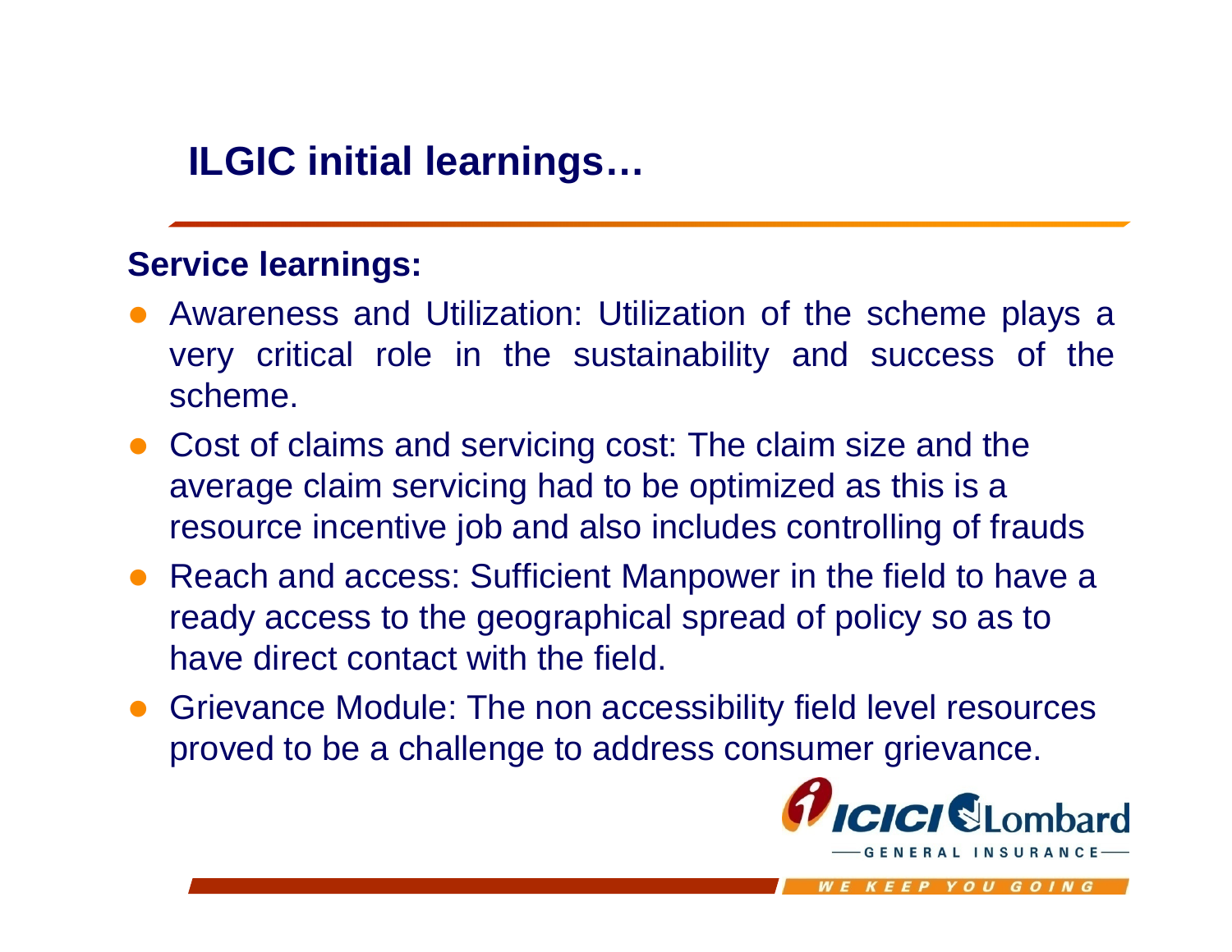## ILGIC initial learnings…

**Service learnings:**

- Awareness and Utilization: Utilization of the scheme plays a very critical role in the sustainability and success of the scheme.
- Cost of claims and servicing cost: The claim size and the average claim servicing had to be optimized as this is a resource incentive job and also includes controlling of frauds
- Reach and access: Sufficient Manpower in the field to have a ready access to the geographical spread of policy so as to have direct contact with the field.
- Grievance Module: The non accessibility field level resources proved to be a challenge to address consumer grievance.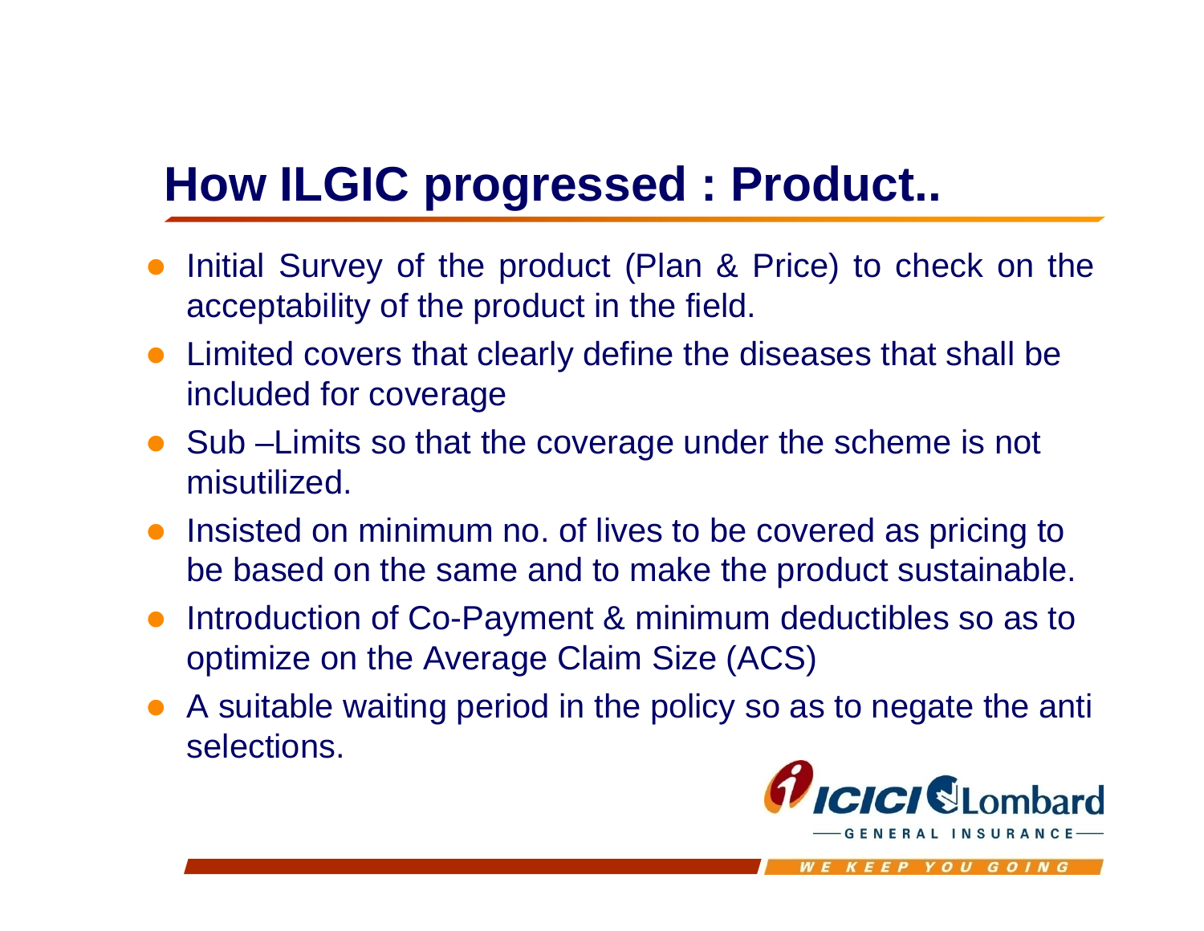# How ILGIC progressed : Product..

- Initial Survey of the product (Plan & Price) to check on the acceptability of the product in the field.
- Limited covers that clearly define the diseases that shall be included for coverage
- Sub –Limits so that the coverage under the scheme is not misutilized.
- Insisted on minimum no. of lives to be covered as pricing to be based on the same and to make the product sustainable.
- Introduction of Co-Payment & minimum deductibles so as to optimize on the Average Claim Size (ACS)
- A suitable waiting period in the policy so as to negate the anti selections.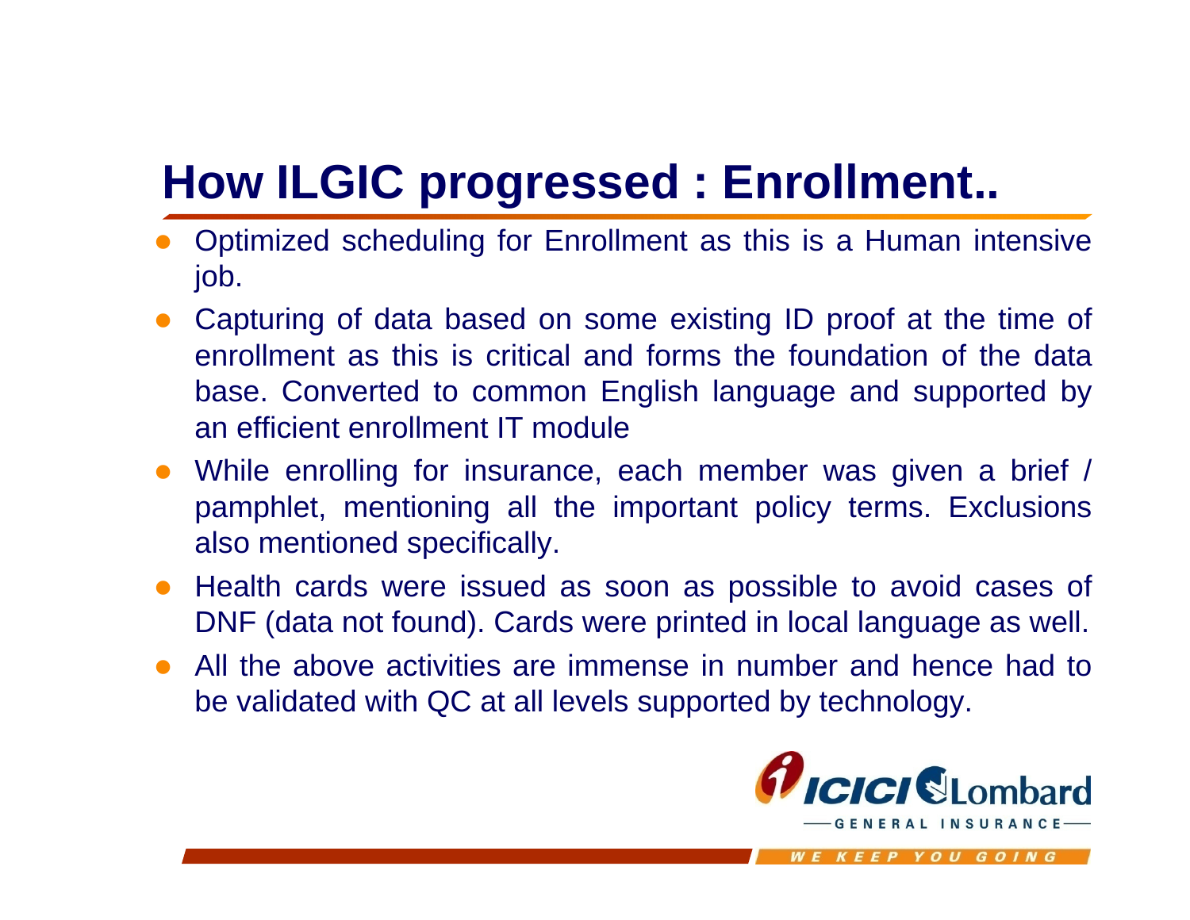# How ILGIC progressed : Enrollment..

- Optimized scheduling for Enrollment as this is a Human intensive job.
- Capturing of data based on some existing ID proof at the time of enrollment as this is critical and forms the foundation of the data base. Converted to common English language and supported by an efficient enrollment IT module
- While enrolling for insurance, each member was given a brief / pamphlet, mentioning all the important policy terms. Exclusions also mentioned specifically.
- Health cards were issued as soon as possible to avoid cases of DNF (data not found). Cards were printed in local language as well.
- All the above activities are immense in number and hence had to be validated with QC at all levels supported by technology.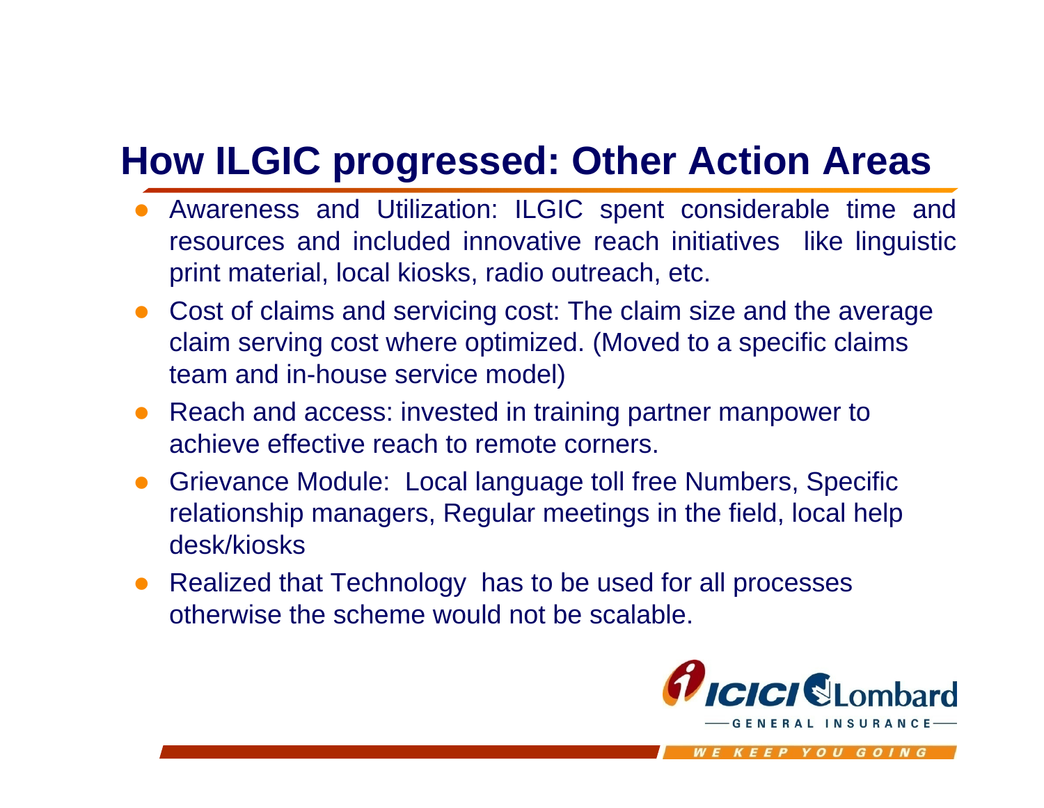# How ILGIC progressed: Other Action Areas

- Awareness and Utilization: ILGIC spent considerable time and resources and included innovative reach initiatives like linguistic print material, local kiosks, radio outreach, etc.
- Cost of claims and servicing cost: The claim size and the average claim serving cost where optimized. (Moved to a specific claims team and in-house service model)
- Reach and access: invested in training partner manpower to achieve effective reach to remote corners.
- Grievance Module: Local language toll free Numbers, Specific relationship managers, Regular meetings in the field, local help desk/kiosks
- Realized that Technology has to be used for all processes otherwise the scheme would not be scalable.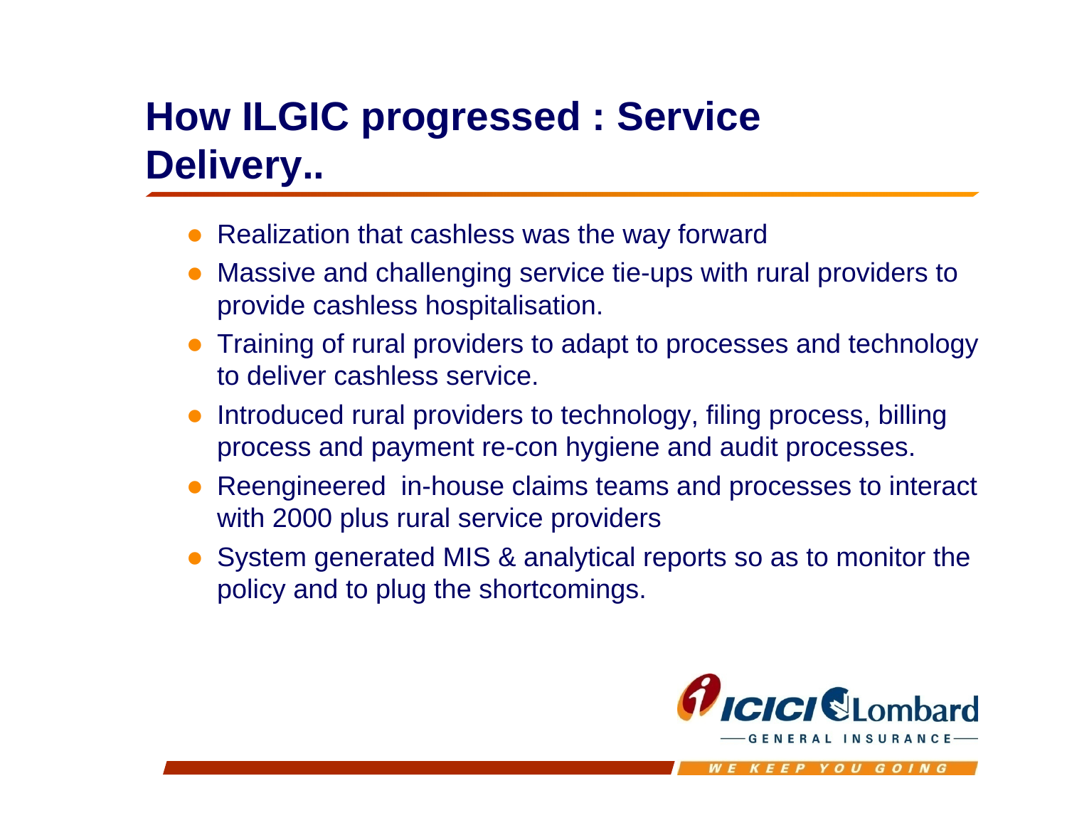# How ILGIC progressed : Service Delivery..

- Realization that cashless was the way forward
- Massive and challenging service tie-ups with rural providers to provide cashless hospitalisation.
- Training of rural providers to adapt to processes and technology to deliver cashless service.
- Introduced rural providers to technology, filing process, billing process and payment re-con hygiene and audit processes.
- Reengineered in-house claims teams and processes to interact with 2000 plus rural service providers
- System generated MIS & analytical reports so as to monitor the policy and to plug the shortcomings.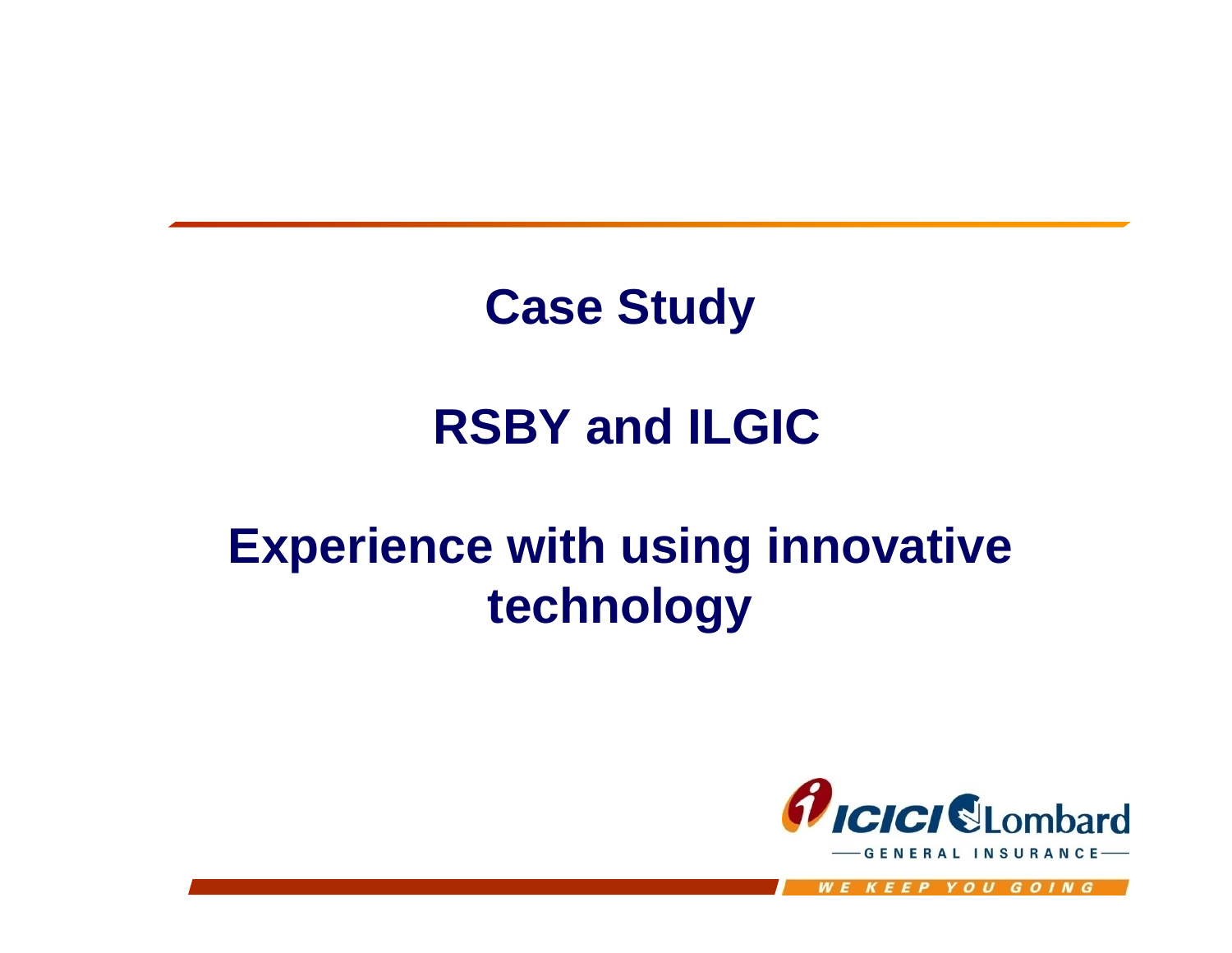# Case Study

## RSBY and ILGIC

## Experience with using innovative technology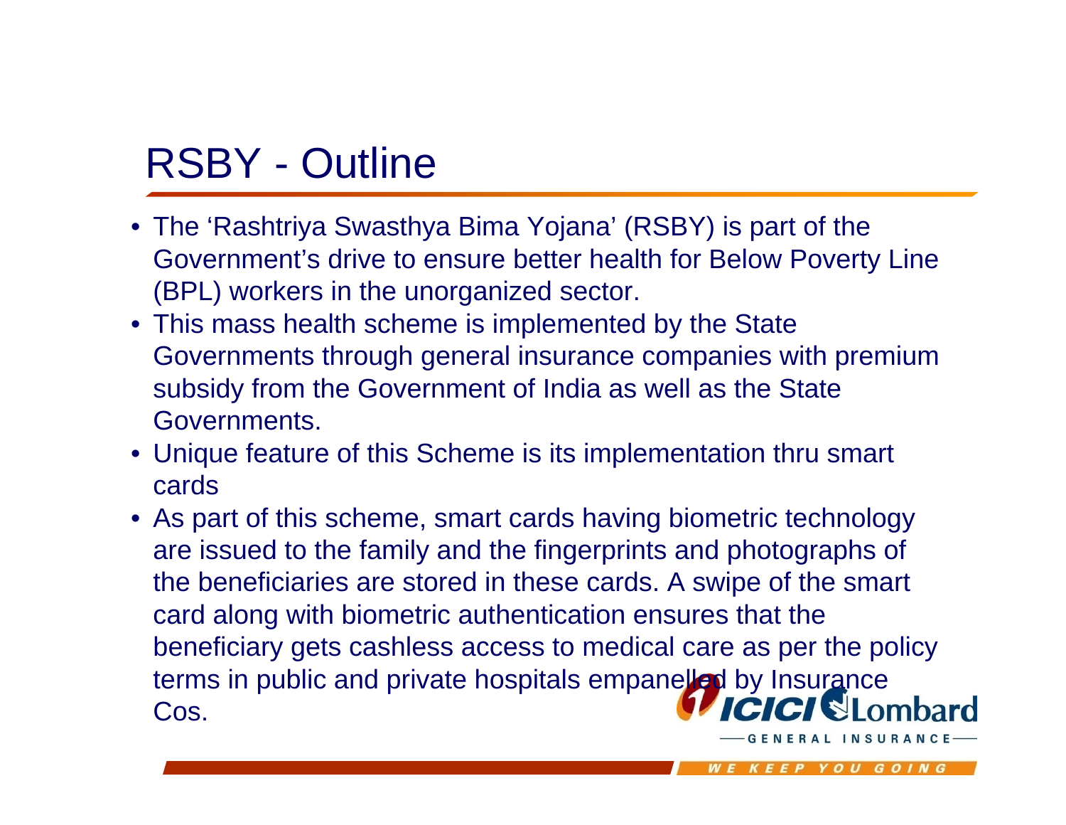# RSBY - Outline

- The 'Rashtriya Swasthya Bima Yojana' (RSBY) is part of the Government's drive to ensure better health for Below Poverty Line (BPL) workers in the unorganized sector.
- This mass health scheme is implemented by the State Governments through general insurance companies with premium subsidy from the Government of India as well as the State Governments.
- Unique feature of this Scheme is its implementation thru smart cards
- As part of this scheme, smart cards having biometric technology are issued to the family and the fingerprints and photographs of the beneficiaries are stored in these cards. A swipe of the smart card along with biometric authentication ensures that the beneficiary gets cashless access to medical care as per the policy terms in public and private hospitals empanelled by Insurance Cos.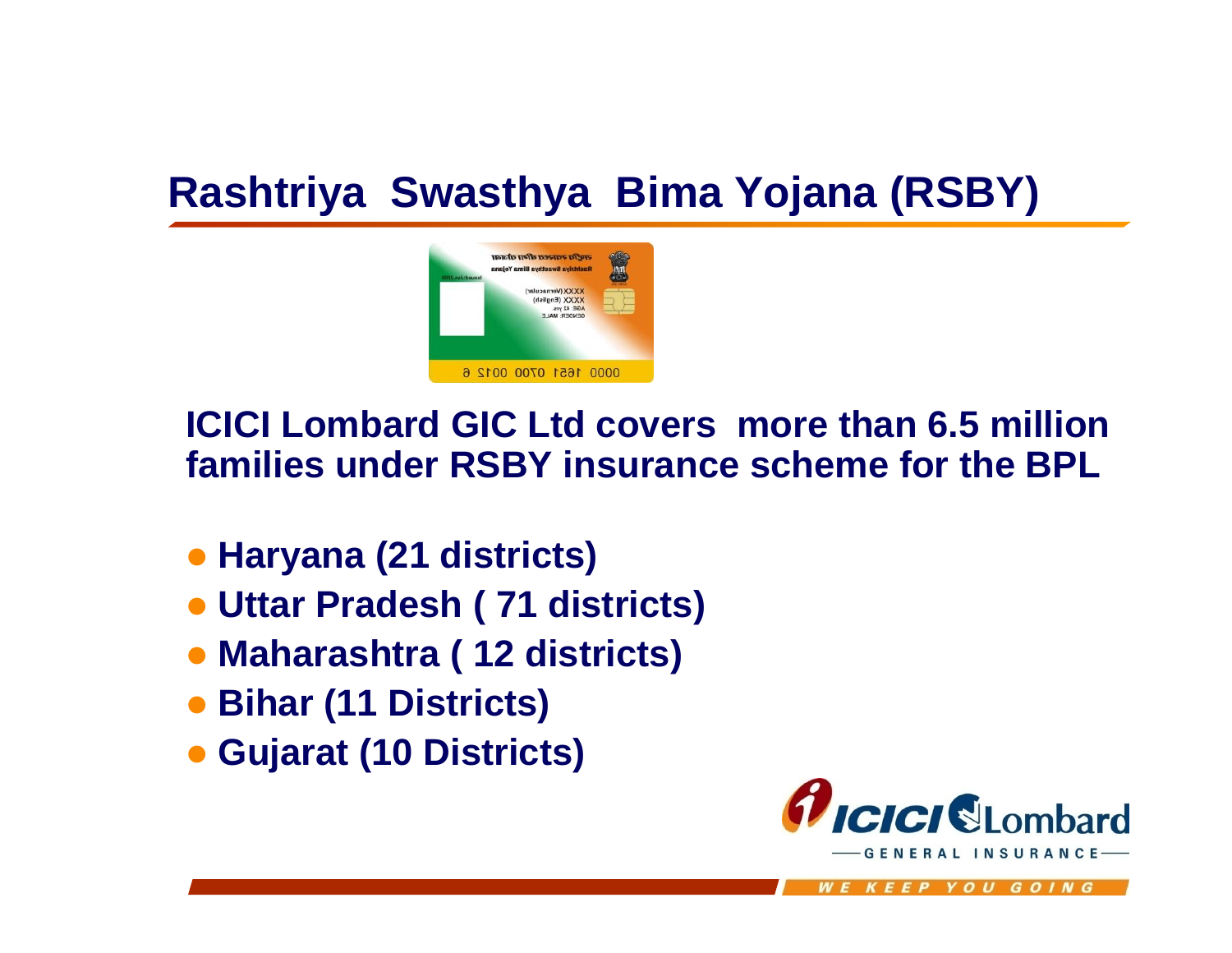# Rashtriya Swasthya Bima Yojana (RSBY)

**ICICI Lombard GIC Ltd covers more than 6.5 million families under RSBY insurance scheme for the BPL**

- **Haryana (21 districts)**
- **Uttar Pradesh ( 71 districts)**
- **Maharashtra ( 12 districts)**
- **Bihar (11 Districts)**
- **Gujarat (10 Districts)**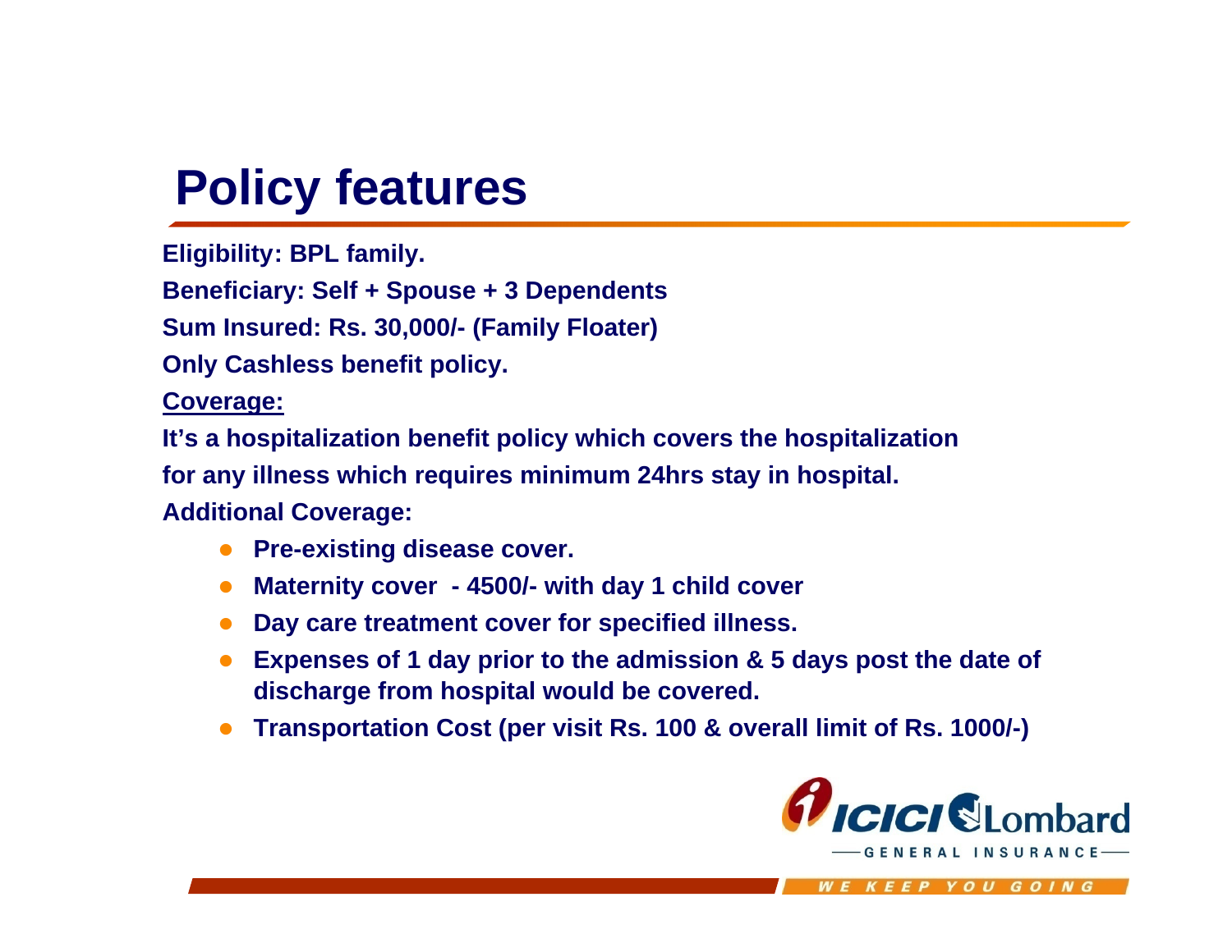# Policy features

**Eligibility: BPL family.**

**Beneficiary: Self + Spouse + 3 Dependents**

**Sum Insured: Rs. 30,000/- (Family Floater)**

**Only Cashless benefit policy.**

**Coverage:**

**It's a hospitalization benefit policy which covers the hospitalization for any illness which requires minimum 24hrs stay in hospital.**

**Additional Coverage:**

- **Pre-existing disease cover.**
- **Maternity cover - 4500/- with day 1 child cover**
- **Day care treatment cover for specified illness.**
- **Expenses of 1 day prior to the admission & 5 days post the date of discharge from hospital would be covered.**
- **Transportation Cost (per visit Rs. 100 & overall limit of Rs. 1000/-)**

ICICI Lombard GENERAL INSURANCE

WE KEEP YOU GOING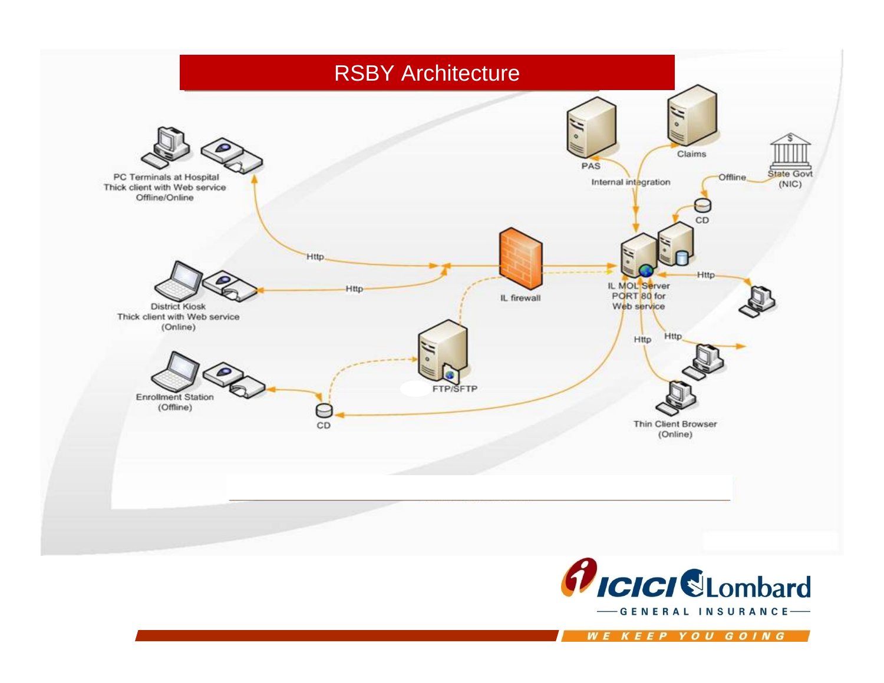# RSBY Architecture

PC Terminals at Hospital
Thick client with Web service
Offline/Online

District Kiosk
Thick client with Web service
(Online)

Enrollment Station
(Offline)

CD

Http

Http

IL firewall

FTP/SFTP

PAS

Claims

Internal integration

Offline

State Govt
(NIC)

CD

IL MOL Server
PORT 80 for
Web service

Http

Http

Http

Thin Client Browser
(Online)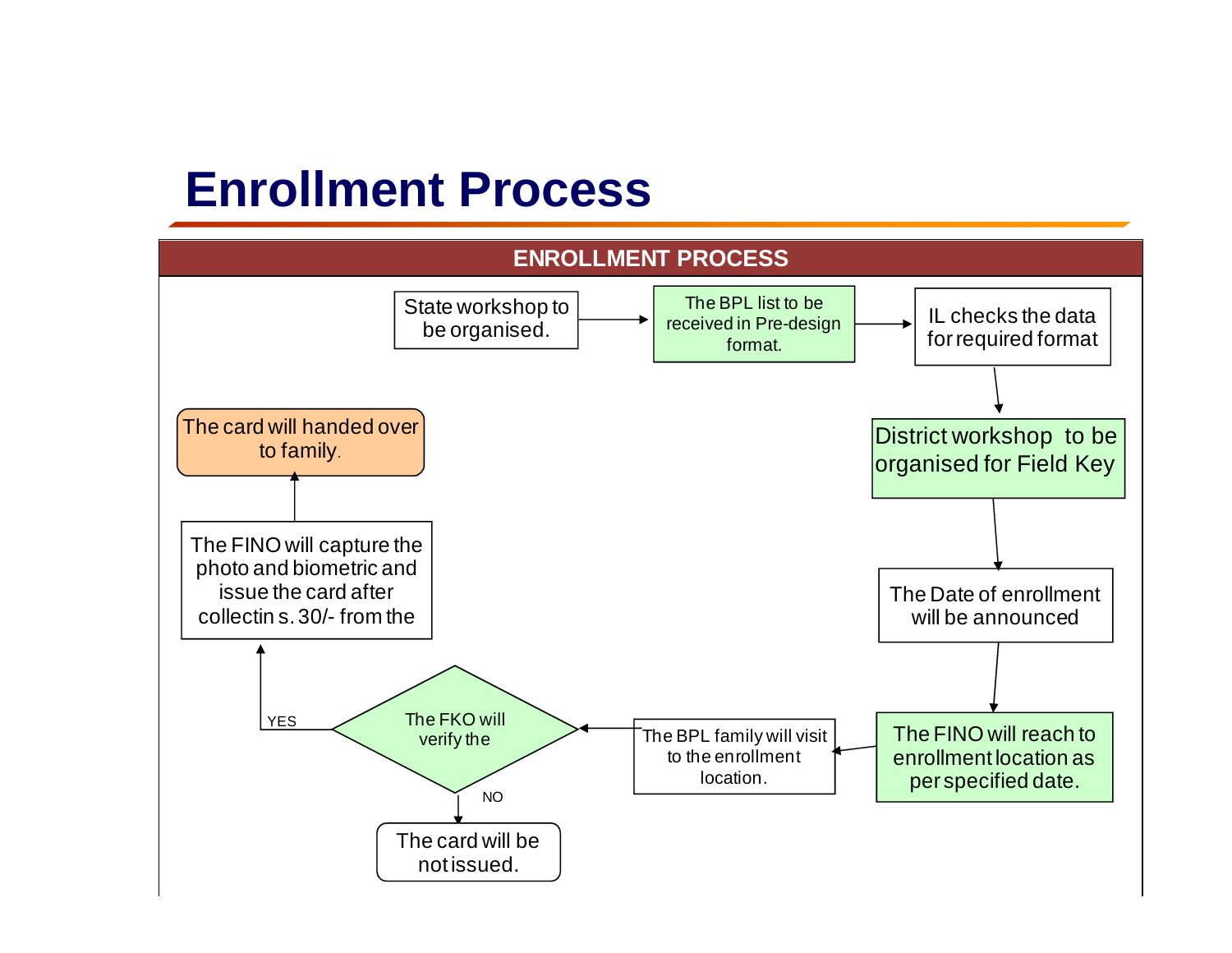# Enrollment Process

**ENROLLMENT PROCESS**

State workshop to be organised.

The BPL list to be received in Pre-design format.

IL checks the data for required format

District workshop to be organised for Field Key

The Date of enrollment will be announced

The FINO will reach to enrollment location as per specified date.

The BPL family will visit to the enrollment location.

The FKO will verify the

YES

The FINO will capture the photo and biometric and issue the card after collectin s. 30/- from the

The card will handed over to family.

NO

The card will be not issued.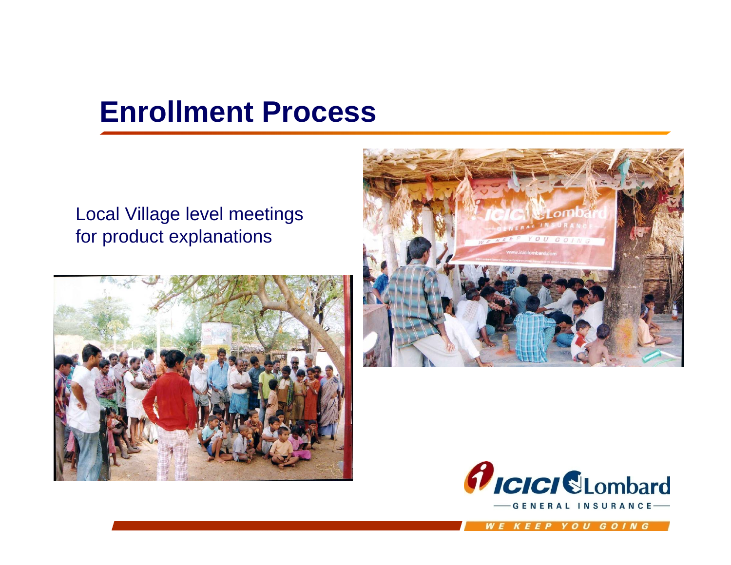# Enrollment Process

Local Village level meetings for product explanations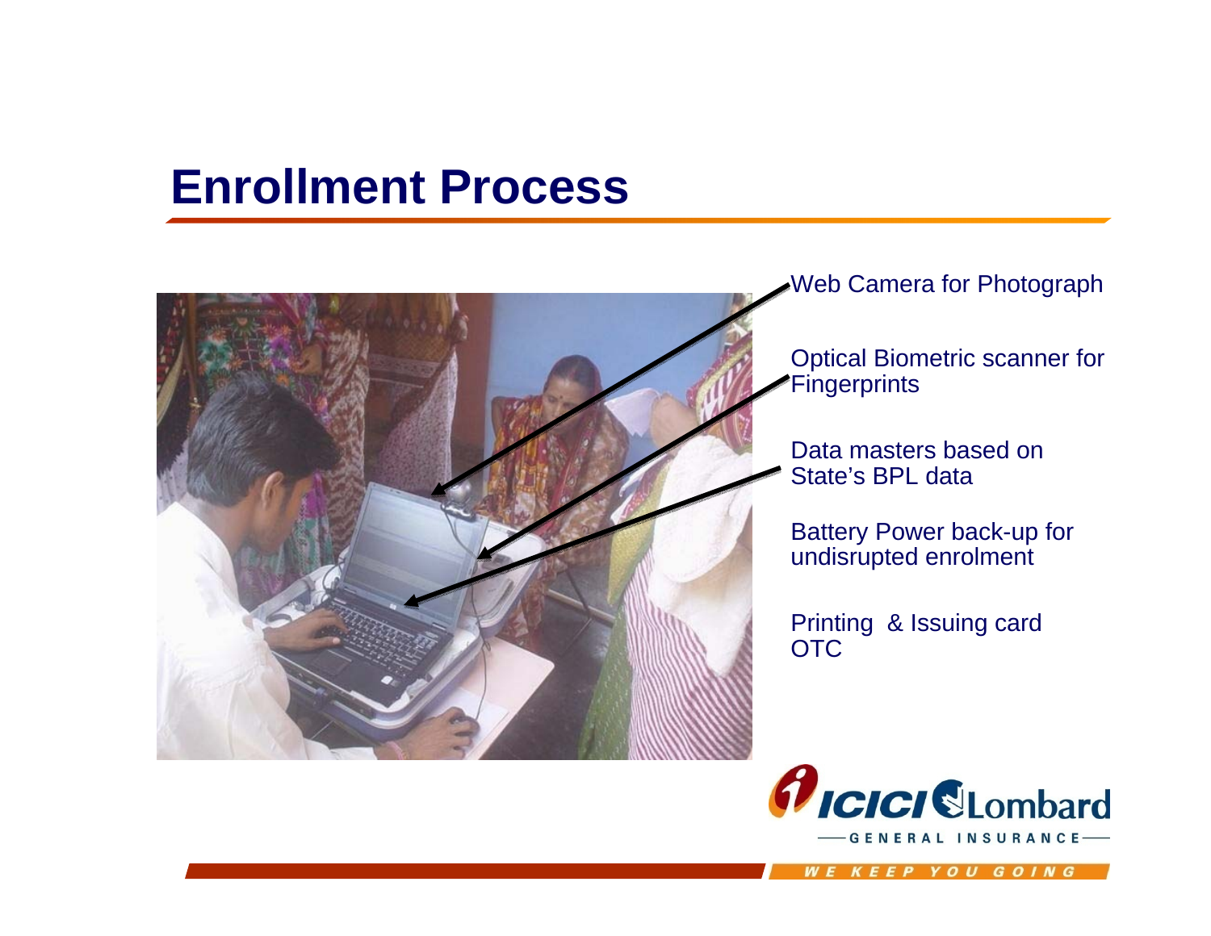# Enrollment Process

Web Camera for Photograph

Optical Biometric scanner for Fingerprints

Data masters based on State's BPL data

Battery Power back-up for undisrupted enrolment

Printing & Issuing card OTC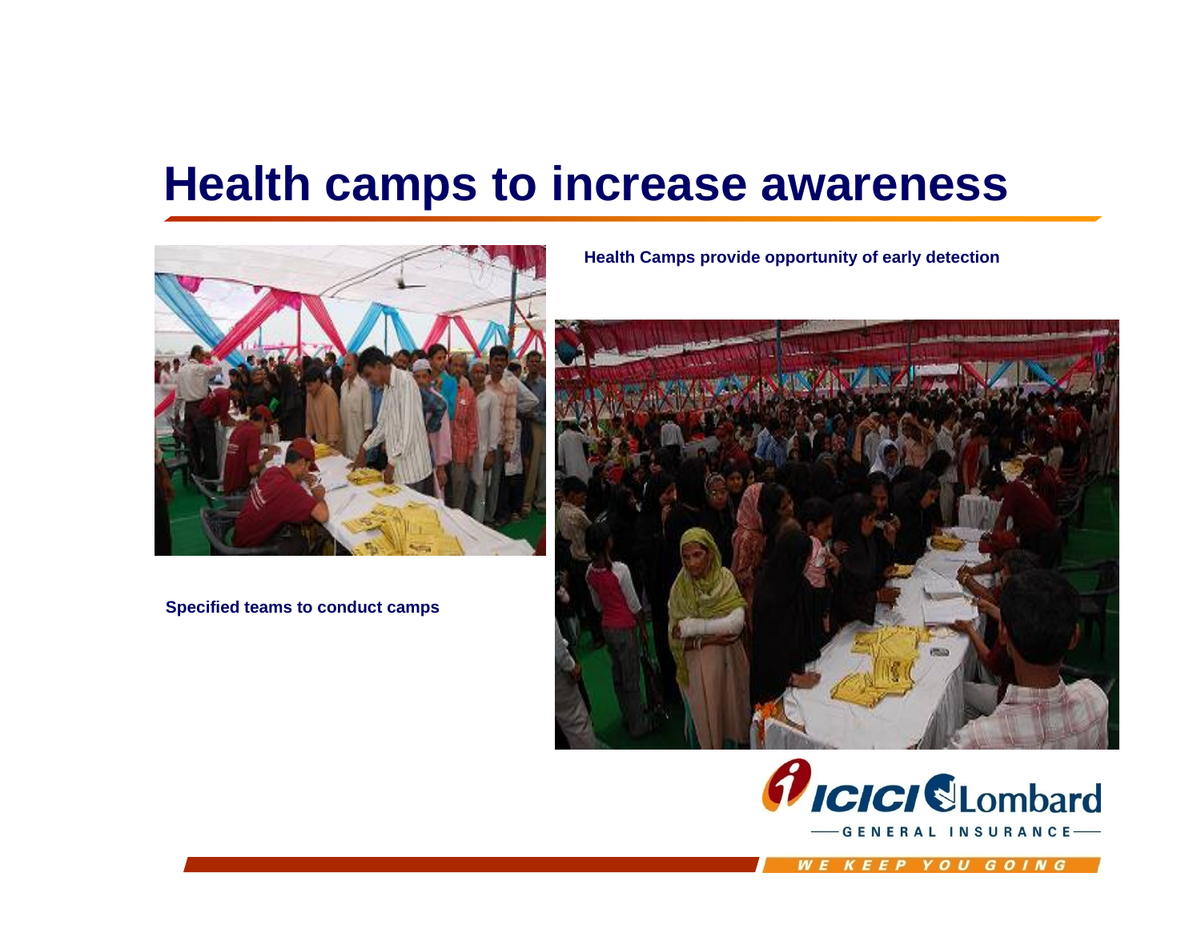# Health camps to increase awareness

**Health Camps provide opportunity of early detection**

**Specified teams to conduct camps**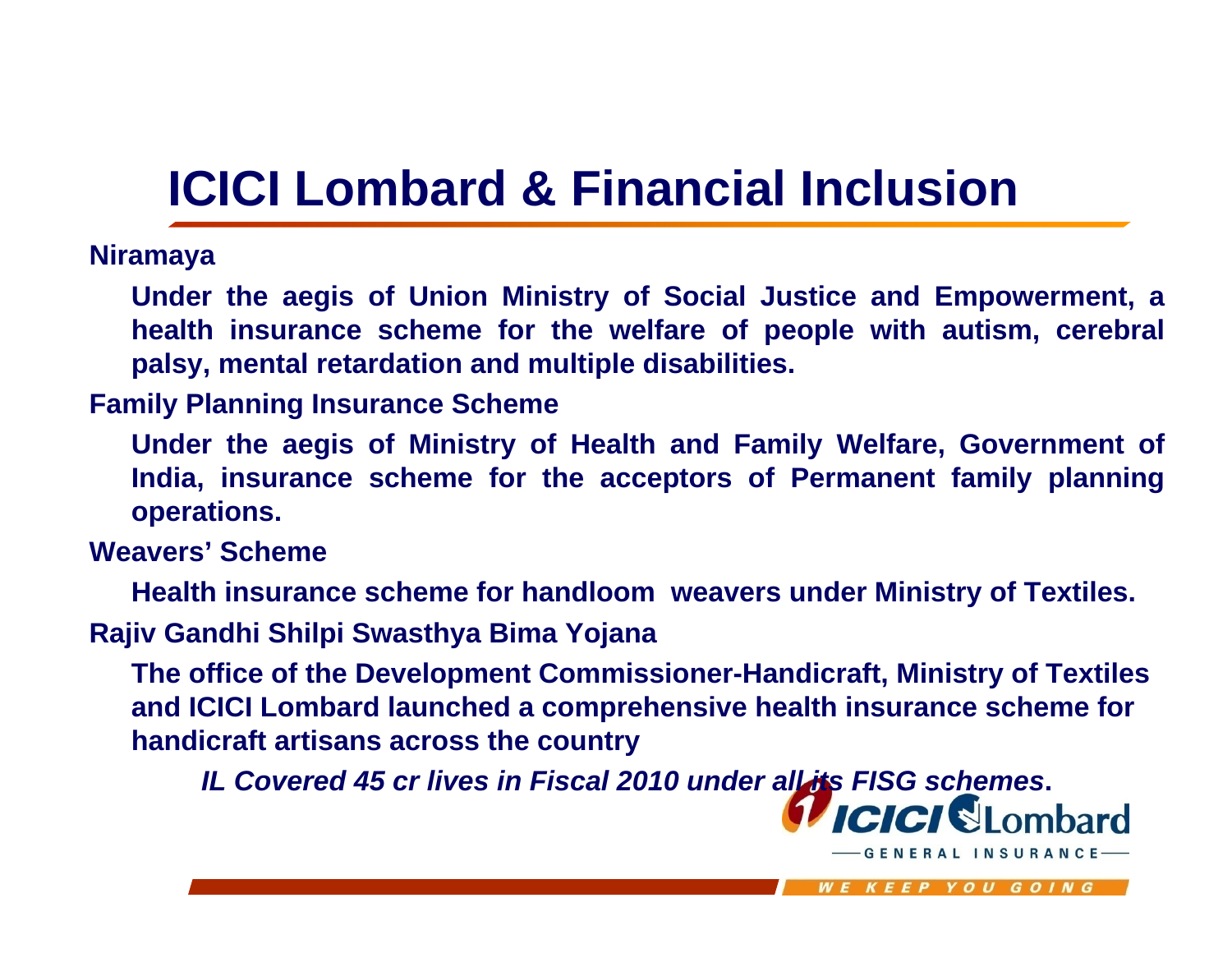# ICICI Lombard & Financial Inclusion

**Niramaya**

**Under the aegis of Union Ministry of Social Justice and Empowerment, a health insurance scheme for the welfare of people with autism, cerebral palsy, mental retardation and multiple disabilities.**

**Family Planning Insurance Scheme**

**Under the aegis of Ministry of Health and Family Welfare, Government of India, insurance scheme for the acceptors of Permanent family planning operations.**

**Weavers' Scheme**

**Health insurance scheme for handloom weavers under Ministry of Textiles.**

**Rajiv Gandhi Shilpi Swasthya Bima Yojana**

**The office of the Development Commissioner-Handicraft, Ministry of Textiles and ICICI Lombard launched a comprehensive health insurance scheme for handicraft artisans across the country**

***IL Covered 45 cr lives in Fiscal 2010 under all its FISG schemes*.**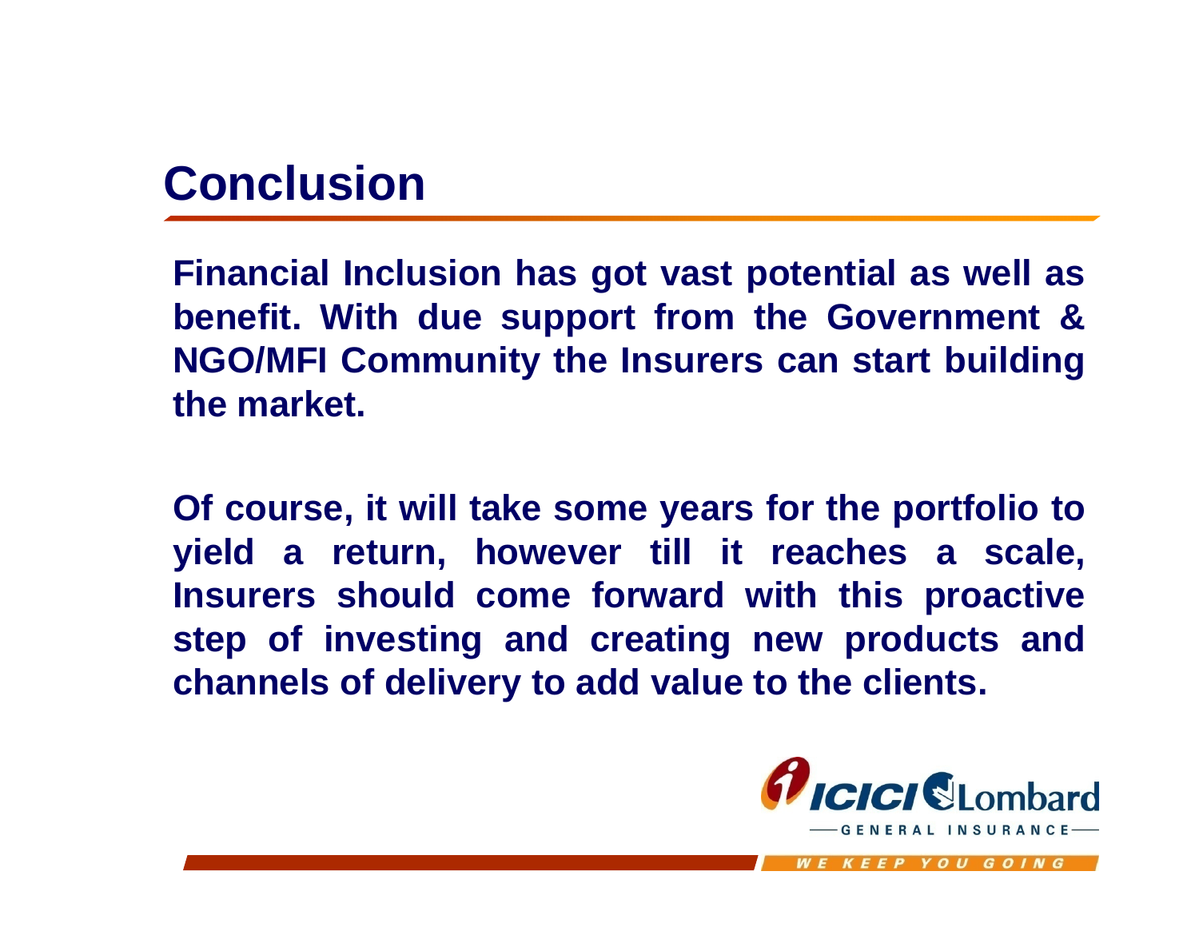# Conclusion

**Financial Inclusion has got vast potential as well as benefit. With due support from the Government & NGO/MFI Community the Insurers can start building the market.**

**Of course, it will take some years for the portfolio to yield a return, however till it reaches a scale, Insurers should come forward with this proactive step of investing and creating new products and channels of delivery to add value to the clients.**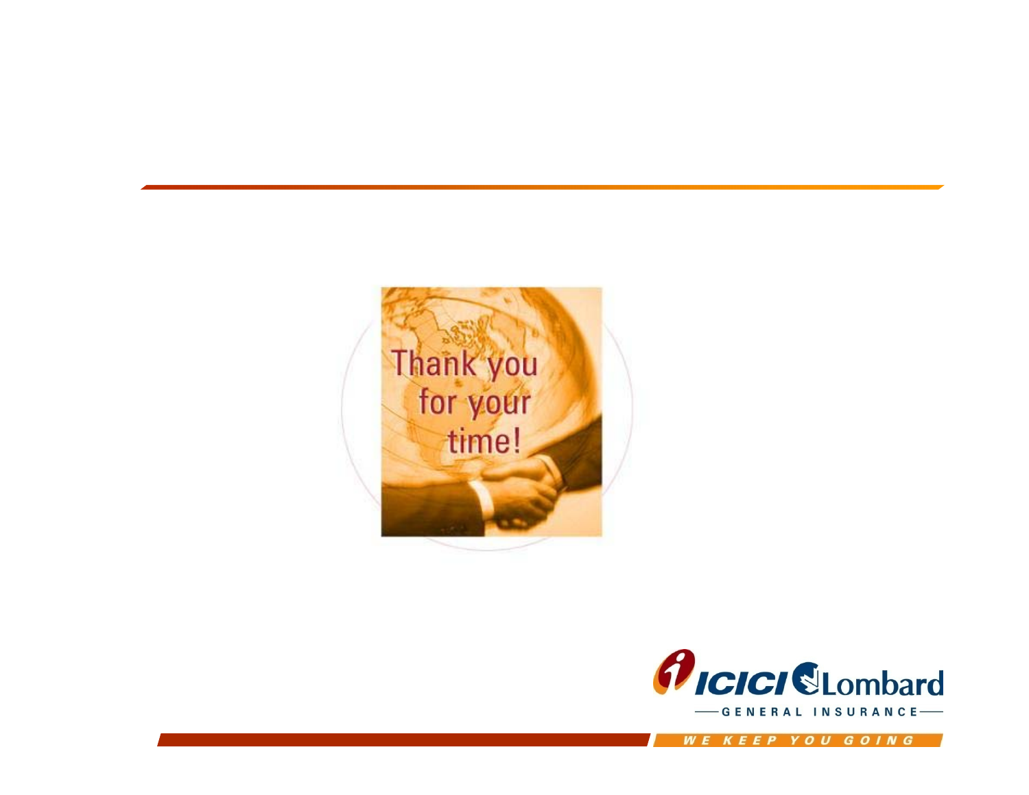Thank you for your time!